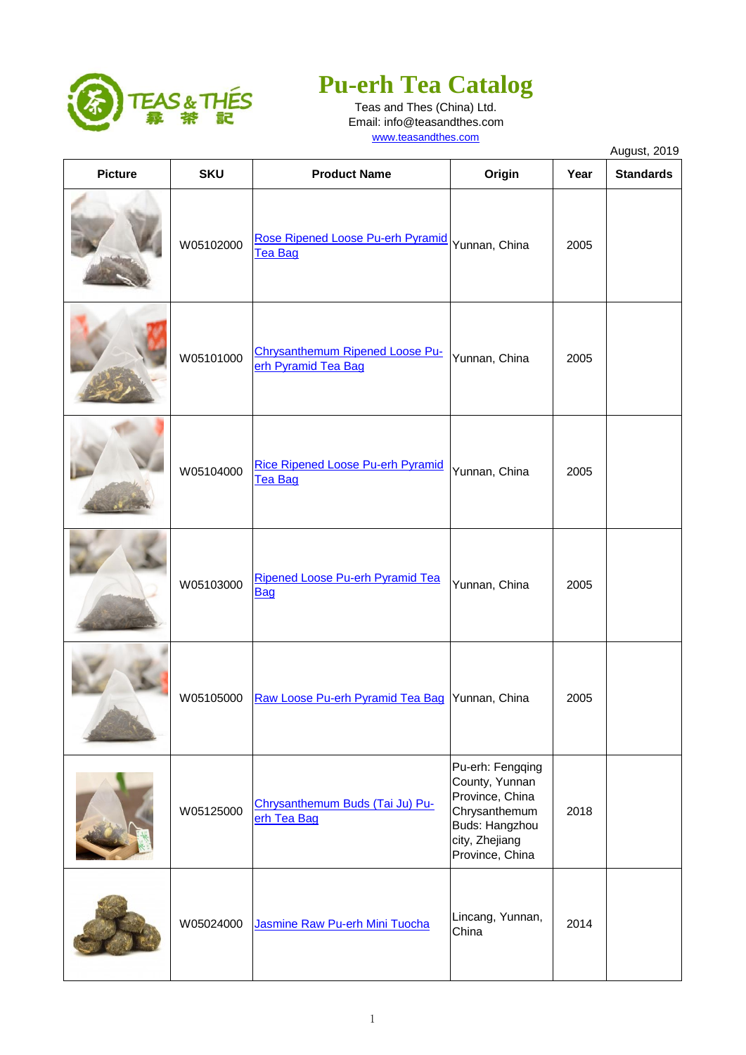# Pu-erh Tea Catalog

Teas and Thes (China) Ltd.
Email: info@teasandthes.com
www.teasandthes.com

August, 2019

| Picture | SKU | Product Name | Origin | Year | Standards |
|---|---|---|---|---|---|
| | W05102000 | Rose Ripened Loose Pu-erh Pyramid Tea Bag | Yunnan, China | 2005 | |
| | W05101000 | Chrysanthemum Ripened Loose Pu-erh Pyramid Tea Bag | Yunnan, China | 2005 | |
| | W05104000 | Rice Ripened Loose Pu-erh Pyramid Tea Bag | Yunnan, China | 2005 | |
| | W05103000 | Ripened Loose Pu-erh Pyramid Tea Bag | Yunnan, China | 2005 | |
| | W05105000 | Raw Loose Pu-erh Pyramid Tea Bag | Yunnan, China | 2005 | |
| | W05125000 | Chrysanthemum Buds (Tai Ju) Pu-erh Tea Bag | Pu-erh: Fengqing County, Yunnan Province, China Chrysanthemum Buds: Hangzhou city, Zhejiang Province, China | 2018 | |
| | W05024000 | Jasmine Raw Pu-erh Mini Tuocha | Lincang, Yunnan, China | 2014 | |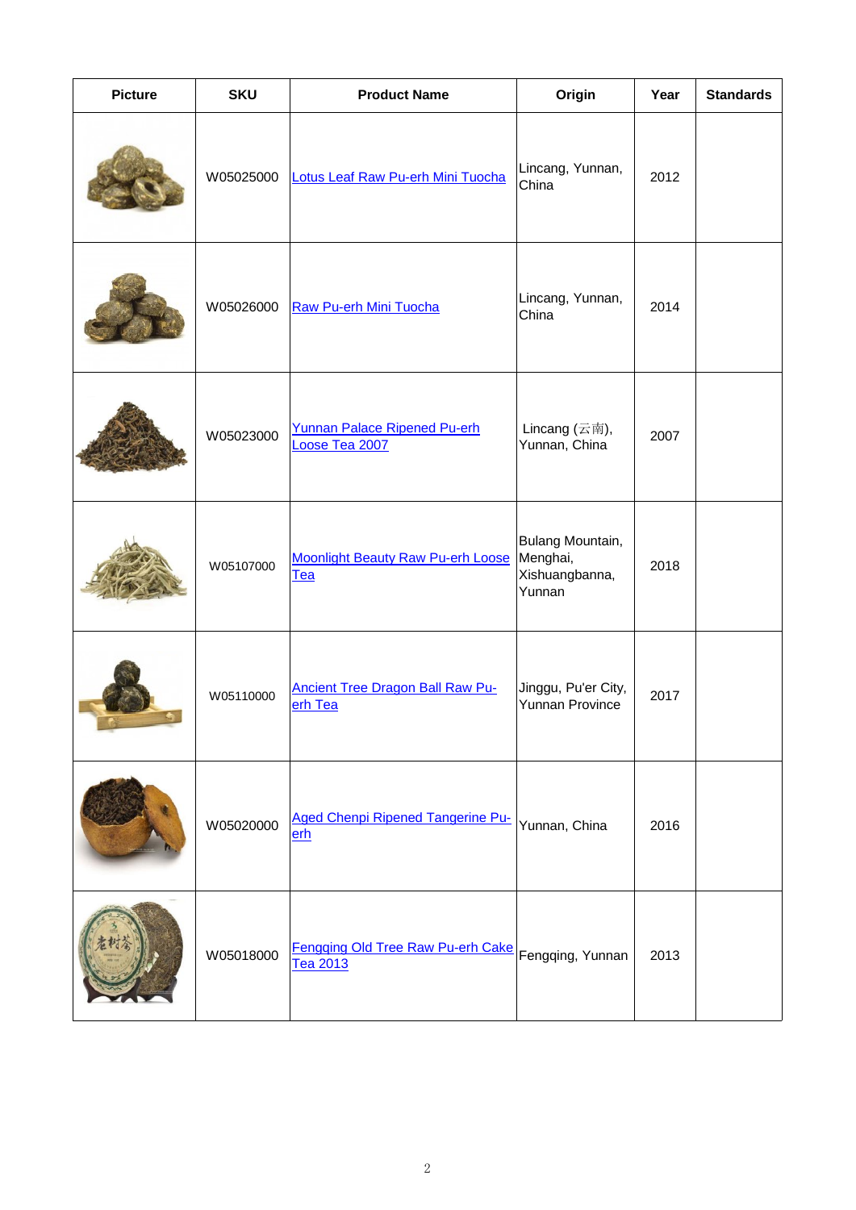| Picture | SKU | Product Name | Origin | Year | Standards |
|---|---|---|---|---|---|
| | W05025000 | Lotus Leaf Raw Pu-erh Mini Tuocha | Lincang, Yunnan, China | 2012 | |
| | W05026000 | Raw Pu-erh Mini Tuocha | Lincang, Yunnan, China | 2014 | |
| | W05023000 | Yunnan Palace Ripened Pu-erh Loose Tea 2007 | Lincang (云南), Yunnan, China | 2007 | |
| | W05107000 | Moonlight Beauty Raw Pu-erh Loose Tea | Bulang Mountain, Menghai, Xishuangbanna, Yunnan | 2018 | |
| | W05110000 | Ancient Tree Dragon Ball Raw Pu-erh Tea | Jinggu, Pu'er City, Yunnan Province | 2017 | |
| | W05020000 | Aged Chenpi Ripened Tangerine Pu-erh | Yunnan, China | 2016 | |
| | W05018000 | Fengqing Old Tree Raw Pu-erh Cake Tea 2013 | Fengqing, Yunnan | 2013 | |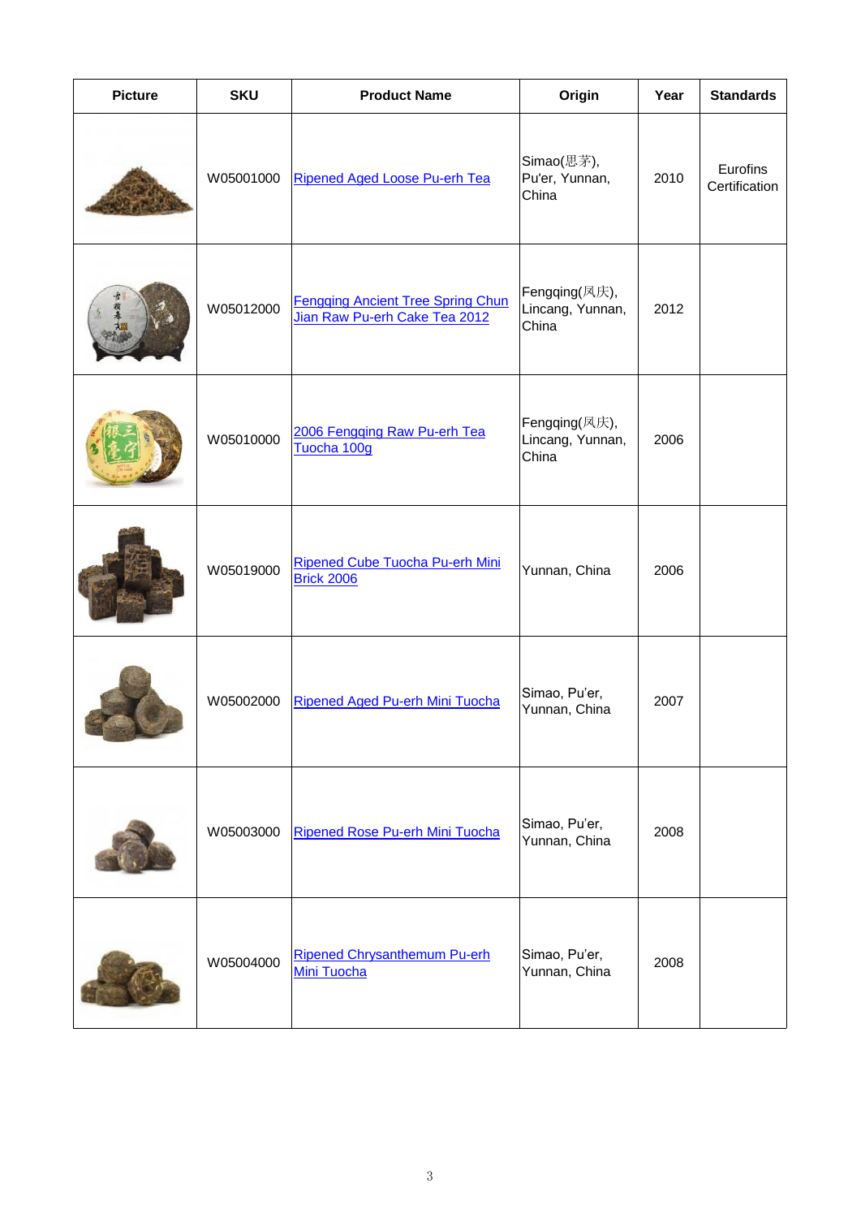| Picture | SKU | Product Name | Origin | Year | Standards |
|---|---|---|---|---|---|
| | W05001000 | Ripened Aged Loose Pu-erh Tea | Simao(思茅), Pu'er, Yunnan, China | 2010 | Eurofins Certification |
| | W05012000 | Fengqing Ancient Tree Spring Chun Jian Raw Pu-erh Cake Tea 2012 | Fengqing(凤庆), Lincang, Yunnan, China | 2012 | |
| | W05010000 | 2006 Fengqing Raw Pu-erh Tea Tuocha 100g | Fengqing(凤庆), Lincang, Yunnan, China | 2006 | |
| | W05019000 | Ripened Cube Tuocha Pu-erh Mini Brick 2006 | Yunnan, China | 2006 | |
| | W05002000 | Ripened Aged Pu-erh Mini Tuocha | Simao, Pu'er, Yunnan, China | 2007 | |
| | W05003000 | Ripened Rose Pu-erh Mini Tuocha | Simao, Pu'er, Yunnan, China | 2008 | |
| | W05004000 | Ripened Chrysanthemum Pu-erh Mini Tuocha | Simao, Pu'er, Yunnan, China | 2008 | |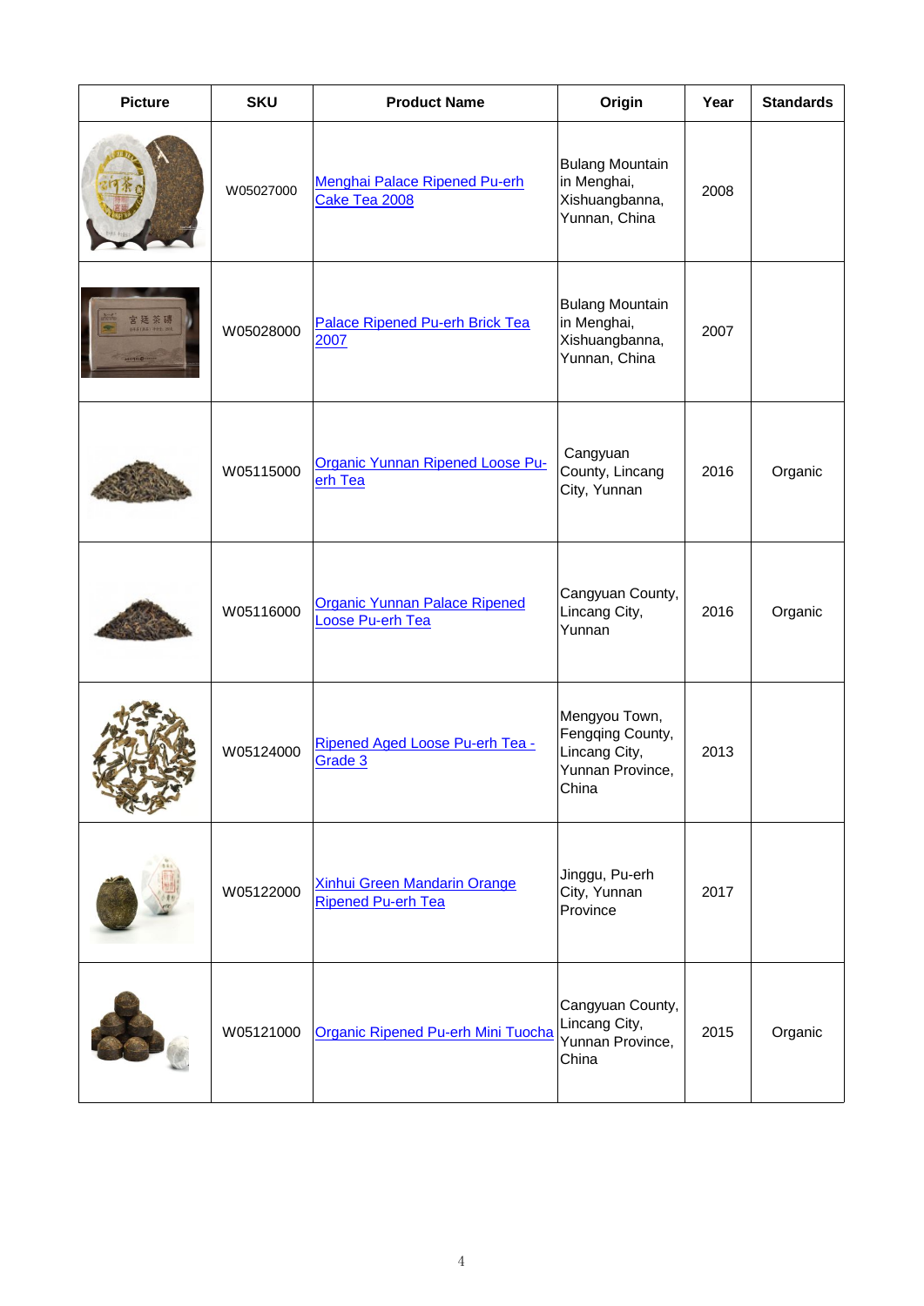| Picture | SKU | Product Name | Origin | Year | Standards |
|---|---|---|---|---|---|
| | W05027000 | Menghai Palace Ripened Pu-erh Cake Tea 2008 | Bulang Mountain in Menghai, Xishuangbanna, Yunnan, China | 2008 | |
| | W05028000 | Palace Ripened Pu-erh Brick Tea 2007 | Bulang Mountain in Menghai, Xishuangbanna, Yunnan, China | 2007 | |
| | W05115000 | Organic Yunnan Ripened Loose Pu-erh Tea | Cangyuan County, Lincang City, Yunnan | 2016 | Organic |
| | W05116000 | Organic Yunnan Palace Ripened Loose Pu-erh Tea | Cangyuan County, Lincang City, Yunnan | 2016 | Organic |
| | W05124000 | Ripened Aged Loose Pu-erh Tea - Grade 3 | Mengyou Town, Fengqing County, Lincang City, Yunnan Province, China | 2013 | |
| | W05122000 | Xinhui Green Mandarin Orange Ripened Pu-erh Tea | Jinggu, Pu-erh City, Yunnan Province | 2017 | |
| | W05121000 | Organic Ripened Pu-erh Mini Tuocha | Cangyuan County, Lincang City, Yunnan Province, China | 2015 | Organic |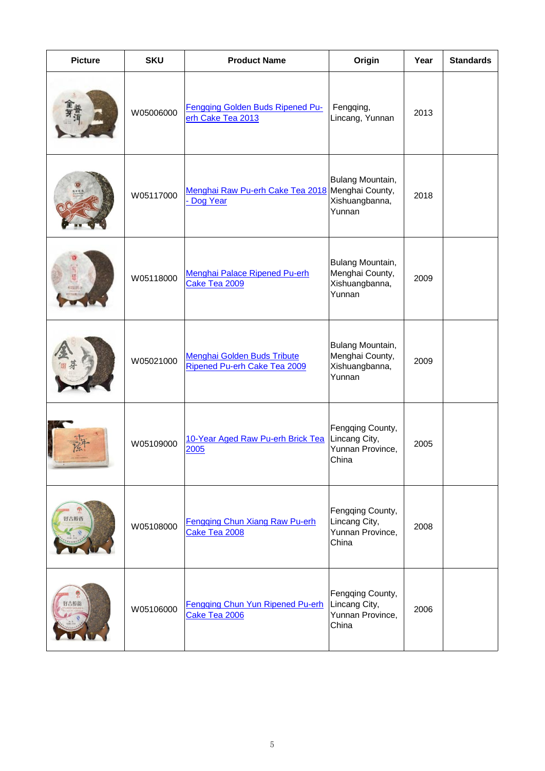| Picture | SKU | Product Name | Origin | Year | Standards |
| --- | --- | --- | --- | --- | --- |
| | W05006000 | Fengqing Golden Buds Ripened Pu-erh Cake Tea 2013 | Fengqing, Lincang, Yunnan | 2013 | |
| | W05117000 | Menghai Raw Pu-erh Cake Tea 2018 - Dog Year | Bulang Mountain, Menghai County, Xishuangbanna, Yunnan | 2018 | |
| | W05118000 | Menghai Palace Ripened Pu-erh Cake Tea 2009 | Bulang Mountain, Menghai County, Xishuangbanna, Yunnan | 2009 | |
| | W05021000 | Menghai Golden Buds Tribute Ripened Pu-erh Cake Tea 2009 | Bulang Mountain, Menghai County, Xishuangbanna, Yunnan | 2009 | |
| | W05109000 | 10-Year Aged Raw Pu-erh Brick Tea 2005 | Fengqing County, Lincang City, Yunnan Province, China | 2005 | |
| | W05108000 | Fengqing Chun Xiang Raw Pu-erh Cake Tea 2008 | Fengqing County, Lincang City, Yunnan Province, China | 2008 | |
| | W05106000 | Fengqing Chun Yun Ripened Pu-erh Cake Tea 2006 | Fengqing County, Lincang City, Yunnan Province, China | 2006 | |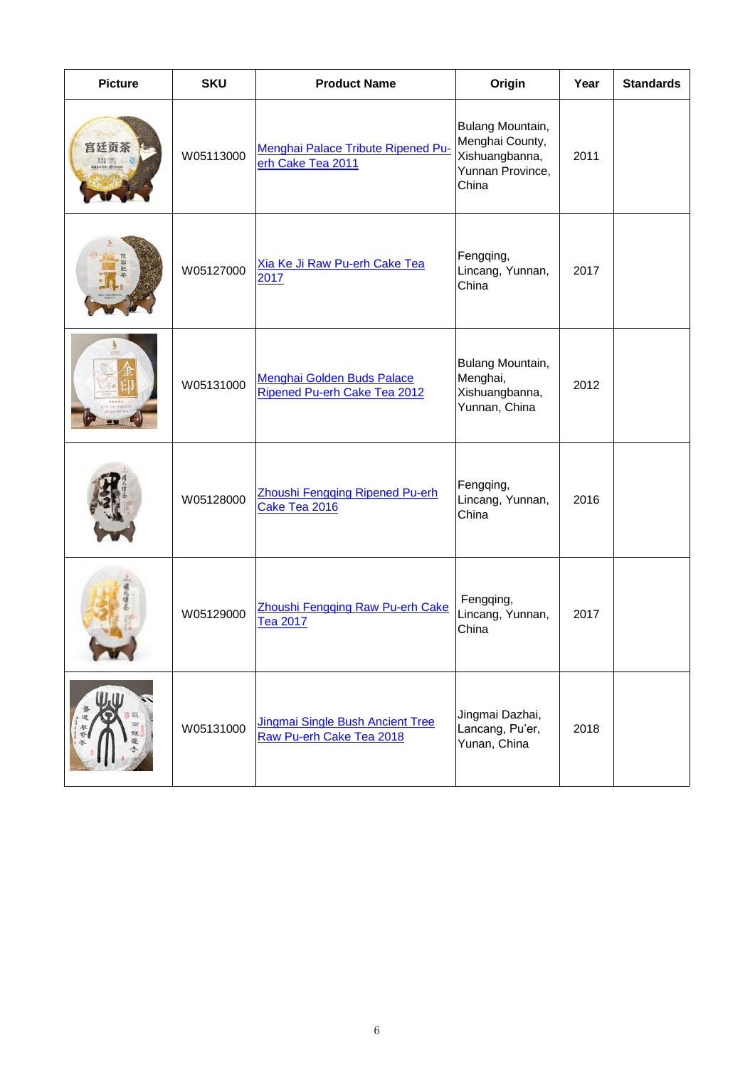| Picture | SKU | Product Name | Origin | Year | Standards |
|---|---|---|---|---|---|
| | W05113000 | Menghai Palace Tribute Ripened Pu-erh Cake Tea 2011 | Bulang Mountain, Menghai County, Xishuangbanna, Yunnan Province, China | 2011 | |
| | W05127000 | Xia Ke Ji Raw Pu-erh Cake Tea 2017 | Fengqing, Lincang, Yunnan, China | 2017 | |
| | W05131000 | Menghai Golden Buds Palace Ripened Pu-erh Cake Tea 2012 | Bulang Mountain, Menghai, Xishuangbanna, Yunnan, China | 2012 | |
| | W05128000 | Zhoushi Fengqing Ripened Pu-erh Cake Tea 2016 | Fengqing, Lincang, Yunnan, China | 2016 | |
| | W05129000 | Zhoushi Fengqing Raw Pu-erh Cake Tea 2017 | Fengqing, Lincang, Yunnan, China | 2017 | |
| | W05131000 | Jingmai Single Bush Ancient Tree Raw Pu-erh Cake Tea 2018 | Jingmai Dazhai, Lancang, Pu'er, Yunan, China | 2018 | |